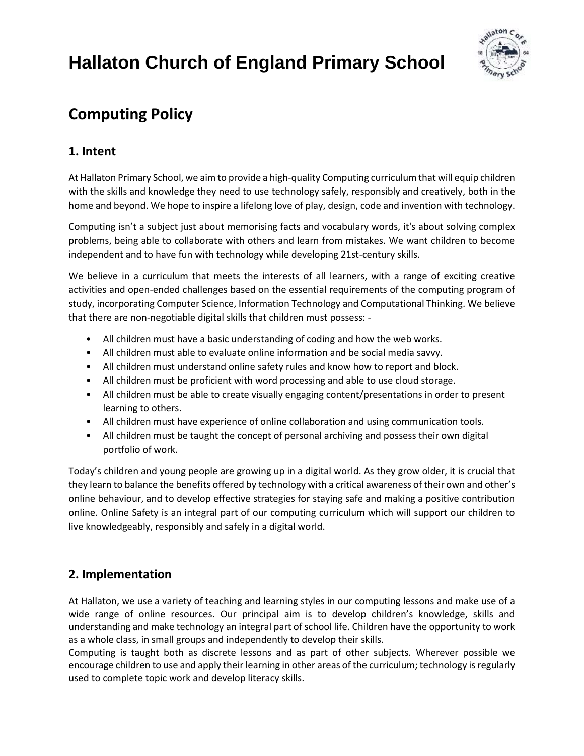# Hallaton Church of England Primary School

## Computing Policy

### 1. Intent

At Hallaton Primary School, we aim to provide a high-quality Computing curriculum that will equip children with the skills and knowledge they need to use technology safely, responsibly and creatively, both in the home and beyond. We hope to inspire a lifelong love of play, design, code and invention with technology.

Computing isn't a subject just about memorising facts and vocabulary words, it's about solving complex problems, being able to collaborate with others and learn from mistakes. We want children to become independent and to have fun with technology while developing 21st-century skills.

We believe in a curriculum that meets the interests of all learners, with a range of exciting creative activities and open-ended challenges based on the essential requirements of the computing program of study, incorporating Computer Science, Information Technology and Computational Thinking. We believe that there are non-negotiable digital skills that children must possess: -

- All children must have a basic understanding of coding and how the web works.
- All children must able to evaluate online information and be social media savvy.
- All children must understand online safety rules and know how to report and block.
- All children must be proficient with word processing and able to use cloud storage.
- All children must be able to create visually engaging content/presentations in order to present learning to others.
- All children must have experience of online collaboration and using communication tools.
- All children must be taught the concept of personal archiving and possess their own digital portfolio of work.

Today's children and young people are growing up in a digital world. As they grow older, it is crucial that they learn to balance the benefits offered by technology with a critical awareness of their own and other's online behaviour, and to develop effective strategies for staying safe and making a positive contribution online. Online Safety is an integral part of our computing curriculum which will support our children to live knowledgeably, responsibly and safely in a digital world.

### 2. Implementation

At Hallaton, we use a variety of teaching and learning styles in our computing lessons and make use of a wide range of online resources. Our principal aim is to develop children's knowledge, skills and understanding and make technology an integral part of school life. Children have the opportunity to work as a whole class, in small groups and independently to develop their skills.

Computing is taught both as discrete lessons and as part of other subjects. Wherever possible we encourage children to use and apply their learning in other areas of the curriculum; technology is regularly used to complete topic work and develop literacy skills.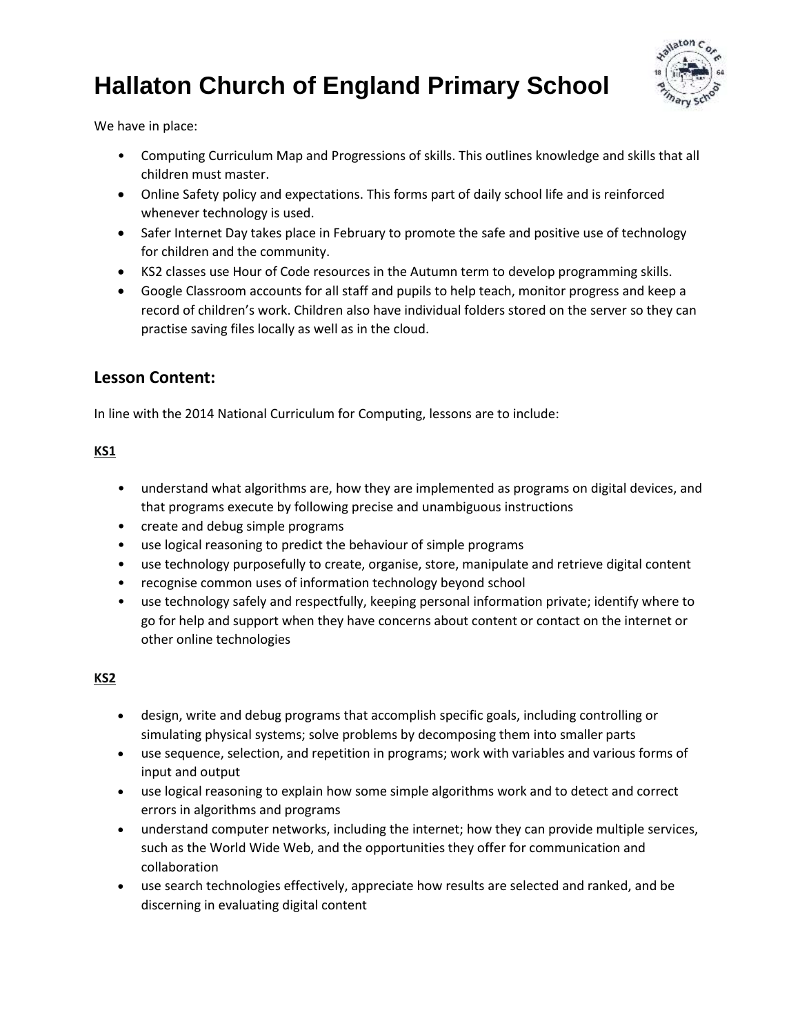# Hallaton Church of England Primary School

We have in place:

- Computing Curriculum Map and Progressions of skills. This outlines knowledge and skills that all children must master.
- Online Safety policy and expectations. This forms part of daily school life and is reinforced whenever technology is used.
- Safer Internet Day takes place in February to promote the safe and positive use of technology for children and the community.
- KS2 classes use Hour of Code resources in the Autumn term to develop programming skills.
- Google Classroom accounts for all staff and pupils to help teach, monitor progress and keep a record of children's work. Children also have individual folders stored on the server so they can practise saving files locally as well as in the cloud.

## Lesson Content:

In line with the 2014 National Curriculum for Computing, lessons are to include:

**KS1**

- understand what algorithms are, how they are implemented as programs on digital devices, and that programs execute by following precise and unambiguous instructions
- create and debug simple programs
- use logical reasoning to predict the behaviour of simple programs
- use technology purposefully to create, organise, store, manipulate and retrieve digital content
- recognise common uses of information technology beyond school
- use technology safely and respectfully, keeping personal information private; identify where to go for help and support when they have concerns about content or contact on the internet or other online technologies

**KS2**

- design, write and debug programs that accomplish specific goals, including controlling or simulating physical systems; solve problems by decomposing them into smaller parts
- use sequence, selection, and repetition in programs; work with variables and various forms of input and output
- use logical reasoning to explain how some simple algorithms work and to detect and correct errors in algorithms and programs
- understand computer networks, including the internet; how they can provide multiple services, such as the World Wide Web, and the opportunities they offer for communication and collaboration
- use search technologies effectively, appreciate how results are selected and ranked, and be discerning in evaluating digital content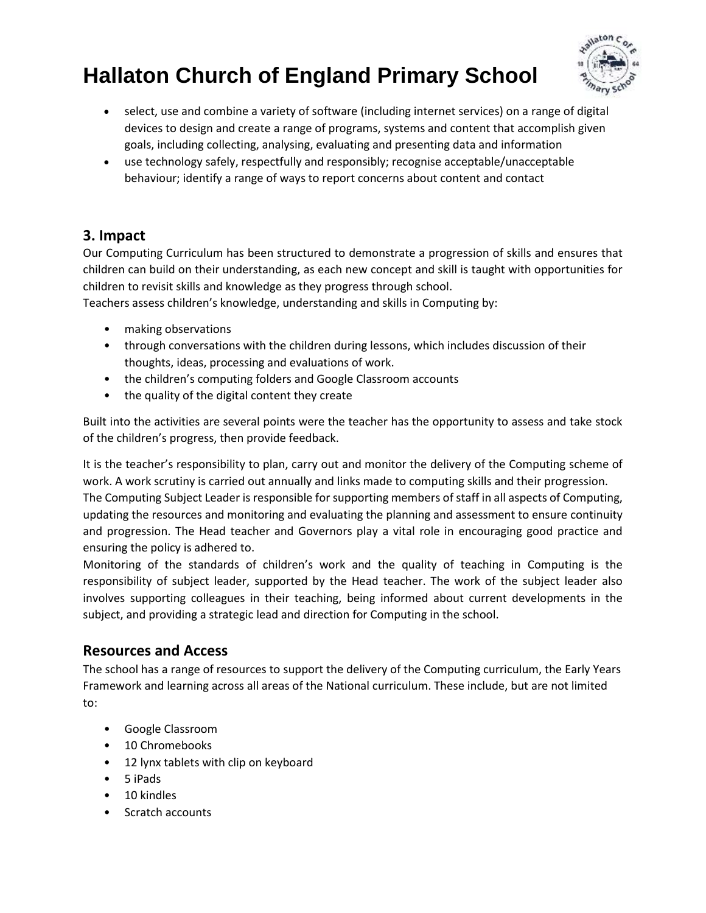- select, use and combine a variety of software (including internet services) on a range of digital devices to design and create a range of programs, systems and content that accomplish given goals, including collecting, analysing, evaluating and presenting data and information
- use technology safely, respectfully and responsibly; recognise acceptable/unacceptable behaviour; identify a range of ways to report concerns about content and contact

## 3. Impact

Our Computing Curriculum has been structured to demonstrate a progression of skills and ensures that children can build on their understanding, as each new concept and skill is taught with opportunities for children to revisit skills and knowledge as they progress through school.
Teachers assess children's knowledge, understanding and skills in Computing by:

- making observations
- through conversations with the children during lessons, which includes discussion of their thoughts, ideas, processing and evaluations of work.
- the children's computing folders and Google Classroom accounts
- the quality of the digital content they create

Built into the activities are several points were the teacher has the opportunity to assess and take stock of the children's progress, then provide feedback.

It is the teacher's responsibility to plan, carry out and monitor the delivery of the Computing scheme of work. A work scrutiny is carried out annually and links made to computing skills and their progression.
The Computing Subject Leader is responsible for supporting members of staff in all aspects of Computing, updating the resources and monitoring and evaluating the planning and assessment to ensure continuity and progression. The Head teacher and Governors play a vital role in encouraging good practice and ensuring the policy is adhered to.
Monitoring of the standards of children's work and the quality of teaching in Computing is the responsibility of subject leader, supported by the Head teacher. The work of the subject leader also involves supporting colleagues in their teaching, being informed about current developments in the subject, and providing a strategic lead and direction for Computing in the school.

## Resources and Access

The school has a range of resources to support the delivery of the Computing curriculum, the Early Years Framework and learning across all areas of the National curriculum. These include, but are not limited to:

- Google Classroom
- 10 Chromebooks
- 12 lynx tablets with clip on keyboard
- 5 iPads
- 10 kindles
- Scratch accounts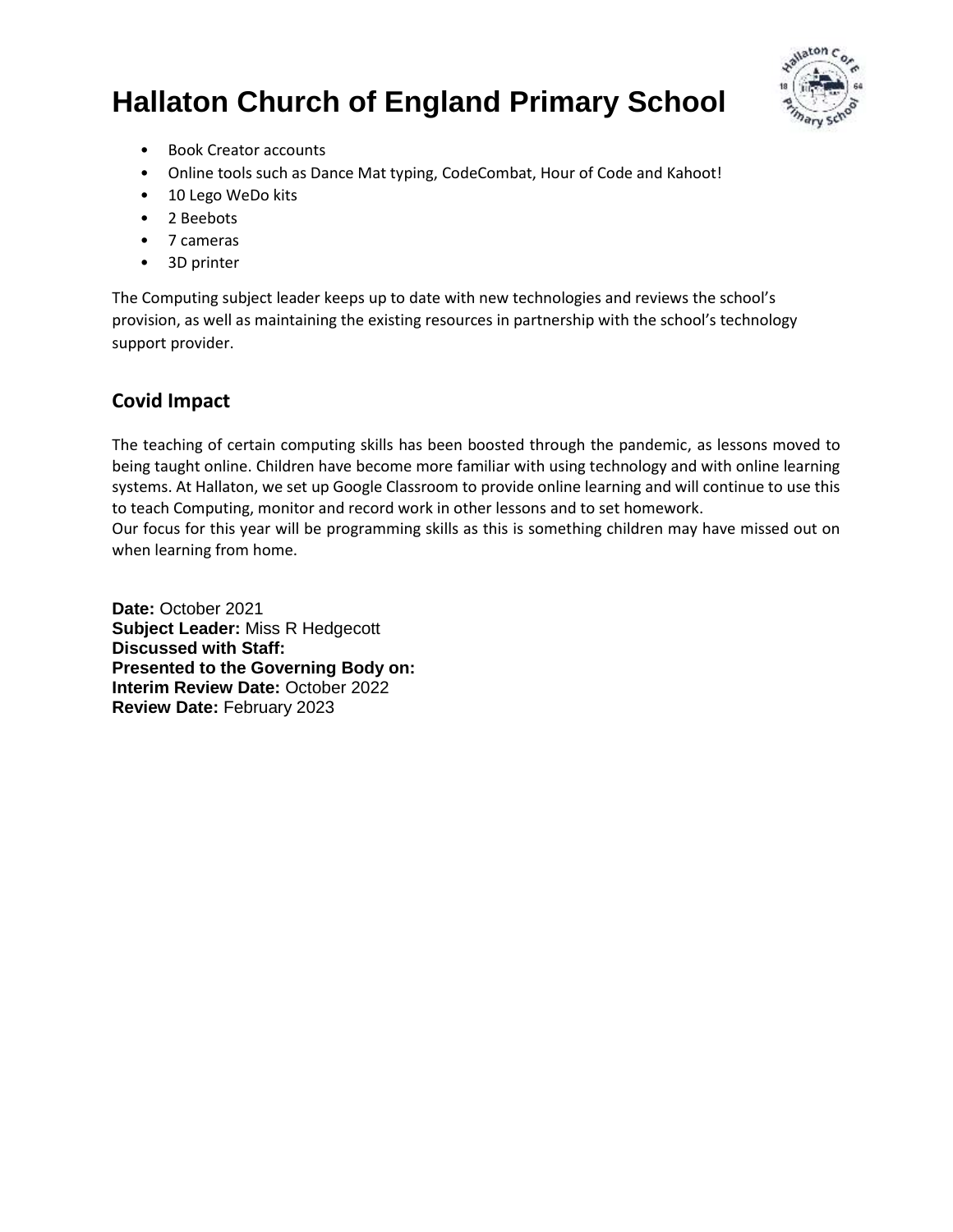- Book Creator accounts
- Online tools such as Dance Mat typing, CodeCombat, Hour of Code and Kahoot!
- 10 Lego WeDo kits
- 2 Beebots
- 7 cameras
- 3D printer

The Computing subject leader keeps up to date with new technologies and reviews the school's provision, as well as maintaining the existing resources in partnership with the school's technology support provider.

## Covid Impact

The teaching of certain computing skills has been boosted through the pandemic, as lessons moved to being taught online. Children have become more familiar with using technology and with online learning systems. At Hallaton, we set up Google Classroom to provide online learning and will continue to use this to teach Computing, monitor and record work in other lessons and to set homework.
Our focus for this year will be programming skills as this is something children may have missed out on when learning from home.

**Date:** October 2021
**Subject Leader:** Miss R Hedgecott
**Discussed with Staff:**
**Presented to the Governing Body on:**
**Interim Review Date:** October 2022
**Review Date:** February 2023